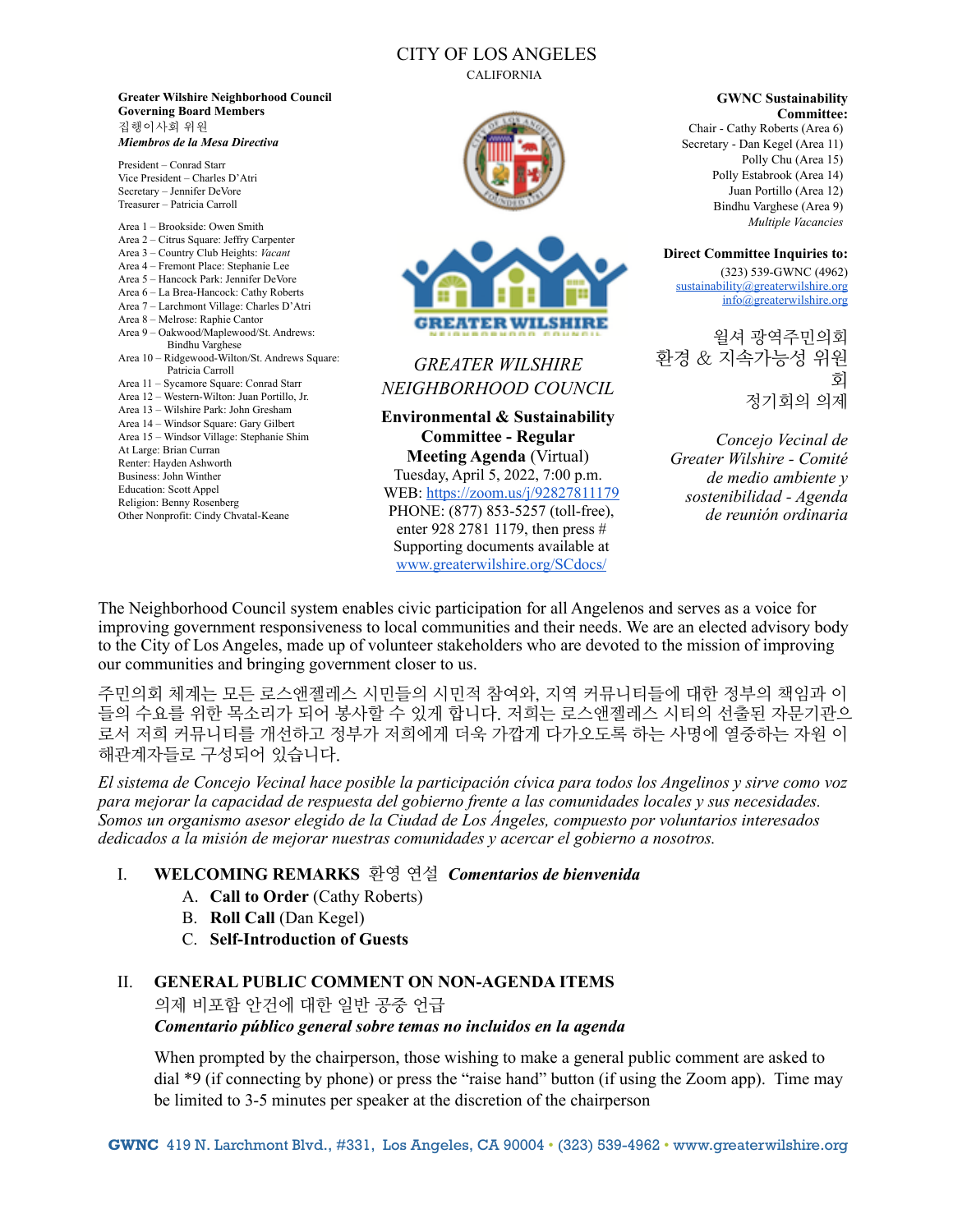# CITY OF LOS ANGELES

CALIFORNIA

**Greater Wilshire Neighborhood Council Governing Board Members**
집행이사회 위원
***Miembros de la Mesa Directiva***

President – Conrad Starr
Vice President – Charles D'Atri
Secretary – Jennifer DeVore
Treasurer – Patricia Carroll

Area 1 – Brookside: Owen Smith
Area 2 – Citrus Square: Jeffry Carpenter
Area 3 – Country Club Heights: *Vacant*
Area 4 – Fremont Place: Stephanie Lee
Area 5 – Hancock Park: Jennifer DeVore
Area 6 – La Brea-Hancock: Cathy Roberts
Area 7 – Larchmont Village: Charles D'Atri
Area 8 – Melrose: Raphie Cantor
Area 9 – Oakwood/Maplewood/St. Andrews: Bindhu Varghese
Area 10 – Ridgewood-Wilton/St. Andrews Square: Patricia Carroll
Area 11 – Sycamore Square: Conrad Starr
Area 12 – Western-Wilton: Juan Portillo, Jr.
Area 13 – Wilshire Park: John Gresham
Area 14 – Windsor Square: Gary Gilbert
Area 15 – Windsor Village: Stephanie Shim
At Large: Brian Curran
Renter: Hayden Ashworth
Business: John Winther
Education: Scott Appel
Religion: Benny Rosenberg
Other Nonprofit: Cindy Chvatal-Keane

*GREATER WILSHIRE NEIGHBORHOOD COUNCIL*

**Environmental & Sustainability Committee - Regular Meeting Agenda** (Virtual)
Tuesday, April 5, 2022, 7:00 p.m.
WEB: https://zoom.us/j/92827811179
PHONE: (877) 853-5257 (toll-free), enter 928 2781 1179, then press #
Supporting documents available at www.greaterwilshire.org/SCdocs/

**GWNC Sustainability Committee:**
Chair - Cathy Roberts (Area 6)
Secretary - Dan Kegel (Area 11)
Polly Chu (Area 15)
Polly Estabrook (Area 14)
Juan Portillo (Area 12)
Bindhu Varghese (Area 9)
*Multiple Vacancies*

**Direct Committee Inquiries to:**
(323) 539-GWNC (4962)
sustainability@greaterwilshire.org
info@greaterwilshire.org

윌셔 광역주민의회 환경 & 지속가능성 위원회 정기회의 의제

*Concejo Vecinal de Greater Wilshire - Comité de medio ambiente y sostenibilidad - Agenda de reunión ordinaria*

The Neighborhood Council system enables civic participation for all Angelenos and serves as a voice for improving government responsiveness to local communities and their needs. We are an elected advisory body to the City of Los Angeles, made up of volunteer stakeholders who are devoted to the mission of improving our communities and bringing government closer to us.

주민의회 체계는 모든 로스앤젤레스 시민들의 시민적 참여와, 지역 커뮤니티들에 대한 정부의 책임과 이들의 수요를 위한 목소리가 되어 봉사할 수 있게 합니다. 저희는 로스앤젤레스 시티의 선출된 자문기관으로서 저희 커뮤니티를 개선하고 정부가 저희에게 더욱 가깝게 다가오도록 하는 사명에 열중하는 자원 이해관계자들로 구성되어 있습니다.

*El sistema de Concejo Vecinal hace posible la participación cívica para todos los Angelinos y sirve como voz para mejorar la capacidad de respuesta del gobierno frente a las comunidades locales y sus necesidades. Somos un organismo asesor elegido de la Ciudad de Los Ángeles, compuesto por voluntarios interesados dedicados a la misión de mejorar nuestras comunidades y acercar el gobierno a nosotros.*

I. **WELCOMING REMARKS** 환영 연설 ***Comentarios de bienvenida***
   A. **Call to Order** (Cathy Roberts)
   B. **Roll Call** (Dan Kegel)
   C. **Self-Introduction of Guests**

II. **GENERAL PUBLIC COMMENT ON NON-AGENDA ITEMS**
   의제 비포함 안건에 대한 일반 공중 언급
   ***Comentario público general sobre temas no incluidos en la agenda***

   When prompted by the chairperson, those wishing to make a general public comment are asked to dial *9 (if connecting by phone) or press the "raise hand" button (if using the Zoom app). Time may be limited to 3-5 minutes per speaker at the discretion of the chairperson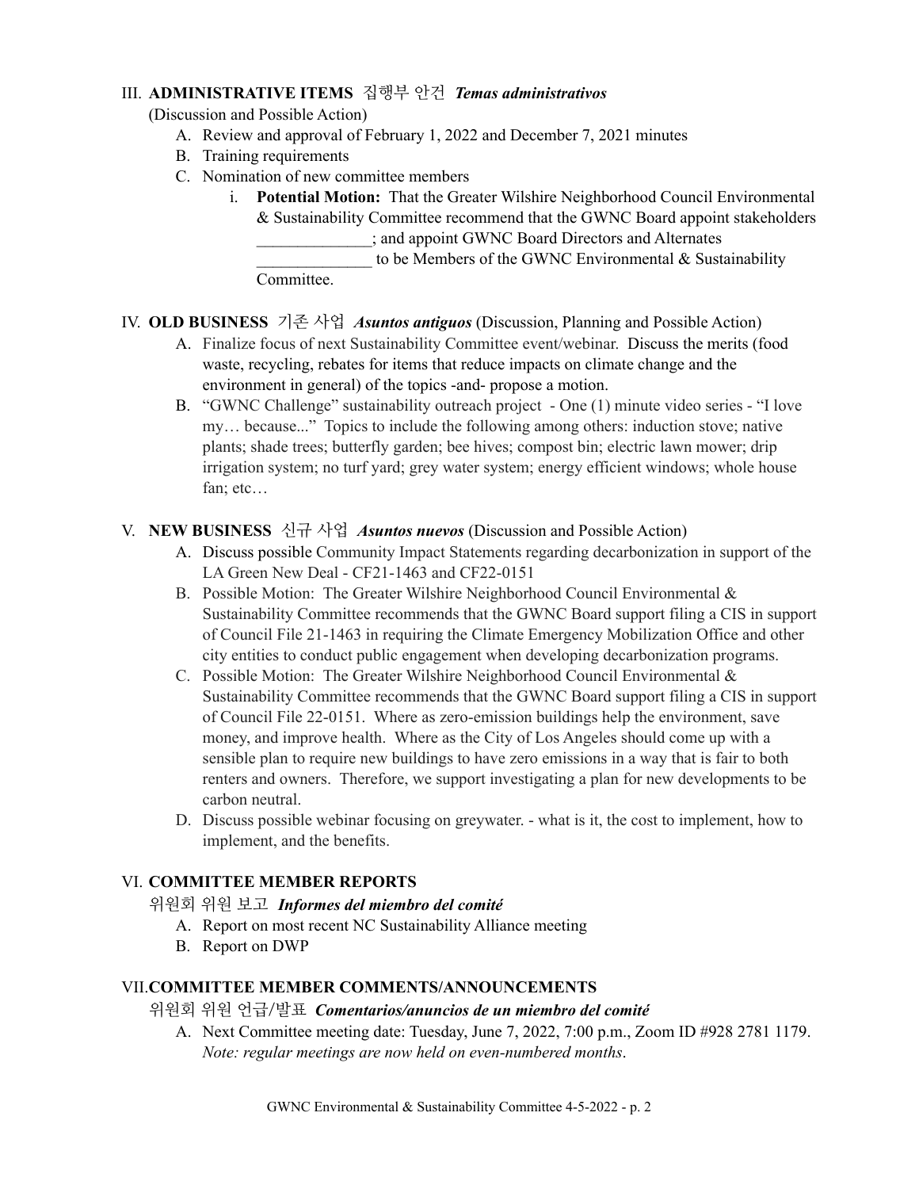III. **ADMINISTRATIVE ITEMS** 집행부 안건 ***Temas administrativos***

(Discussion and Possible Action)

A. Review and approval of February 1, 2022 and December 7, 2021 minutes

B. Training requirements

C. Nomination of new committee members

i. **Potential Motion:** That the Greater Wilshire Neighborhood Council Environmental & Sustainability Committee recommend that the GWNC Board appoint stakeholders ______________; and appoint GWNC Board Directors and Alternates ______________ to be Members of the GWNC Environmental & Sustainability Committee.

IV. **OLD BUSINESS** 기존 사업 ***Asuntos antiguos*** (Discussion, Planning and Possible Action)

A. Finalize focus of next Sustainability Committee event/webinar. Discuss the merits (food waste, recycling, rebates for items that reduce impacts on climate change and the environment in general) of the topics -and- propose a motion.

B. "GWNC Challenge" sustainability outreach project - One (1) minute video series - "I love my… because..." Topics to include the following among others: induction stove; native plants; shade trees; butterfly garden; bee hives; compost bin; electric lawn mower; drip irrigation system; no turf yard; grey water system; energy efficient windows; whole house fan; etc…

V. **NEW BUSINESS** 신규 사업 ***Asuntos nuevos*** (Discussion and Possible Action)

A. Discuss possible Community Impact Statements regarding decarbonization in support of the LA Green New Deal - CF21-1463 and CF22-0151

B. Possible Motion: The Greater Wilshire Neighborhood Council Environmental & Sustainability Committee recommends that the GWNC Board support filing a CIS in support of Council File 21-1463 in requiring the Climate Emergency Mobilization Office and other city entities to conduct public engagement when developing decarbonization programs.

C. Possible Motion: The Greater Wilshire Neighborhood Council Environmental & Sustainability Committee recommends that the GWNC Board support filing a CIS in support of Council File 22-0151. Where as zero-emission buildings help the environment, save money, and improve health. Where as the City of Los Angeles should come up with a sensible plan to require new buildings to have zero emissions in a way that is fair to both renters and owners. Therefore, we support investigating a plan for new developments to be carbon neutral.

D. Discuss possible webinar focusing on greywater. - what is it, the cost to implement, how to implement, and the benefits.

VI. **COMMITTEE MEMBER REPORTS**

위원회 위원 보고 ***Informes del miembro del comité***

A. Report on most recent NC Sustainability Alliance meeting

B. Report on DWP

VII. **COMMITTEE MEMBER COMMENTS/ANNOUNCEMENTS**

위원회 위원 언급/발표 ***Comentarios/anuncios de un miembro del comité***

A. Next Committee meeting date: Tuesday, June 7, 2022, 7:00 p.m., Zoom ID #928 2781 1179. *Note: regular meetings are now held on even-numbered months*.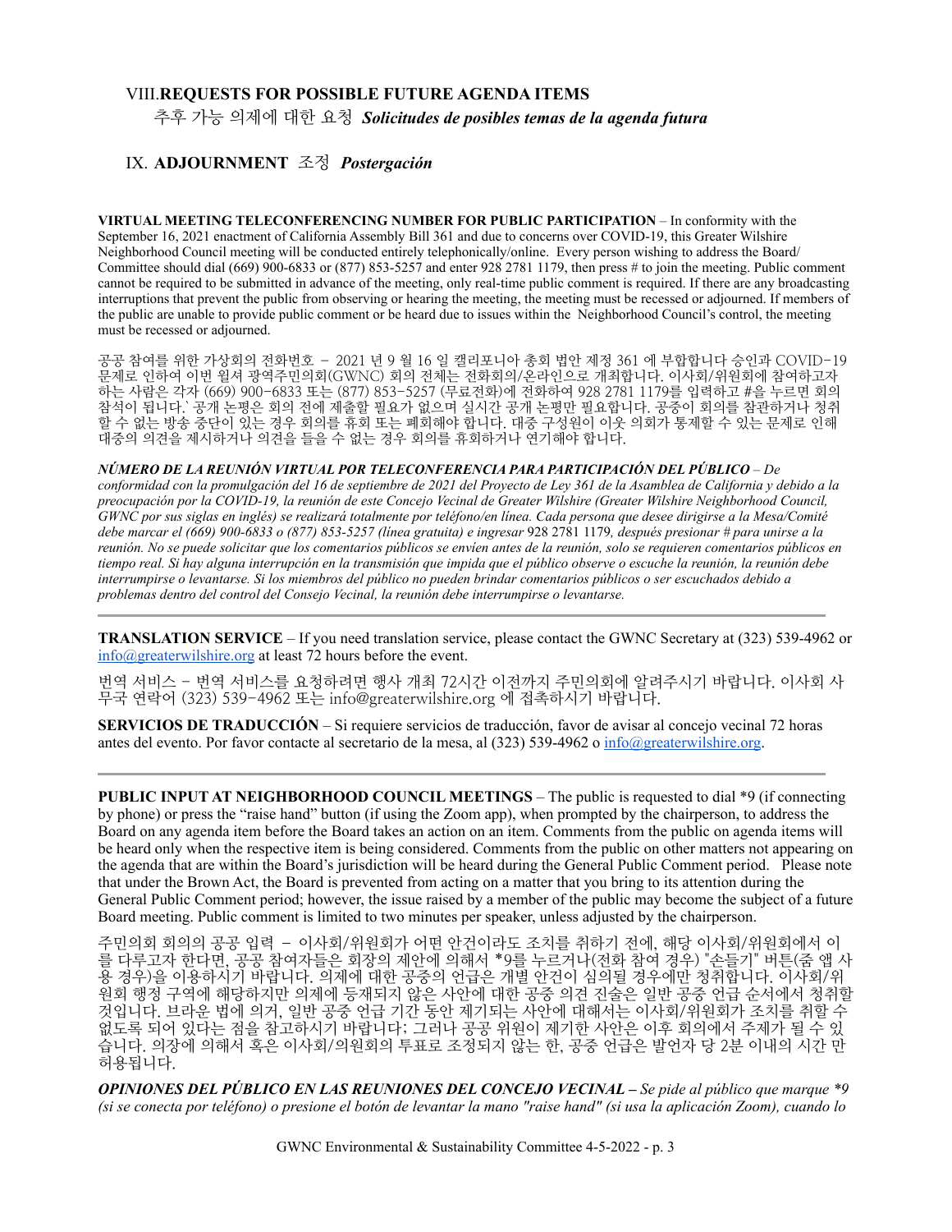## VIII. REQUESTS FOR POSSIBLE FUTURE AGENDA ITEMS
추후 가능 의제에 대한 요청 ***Solicitudes de posibles temas de la agenda futura***

## IX. ADJOURNMENT 조정 ***Postergación***

**VIRTUAL MEETING TELECONFERENCING NUMBER FOR PUBLIC PARTICIPATION** – In conformity with the September 16, 2021 enactment of California Assembly Bill 361 and due to concerns over COVID-19, this Greater Wilshire Neighborhood Council meeting will be conducted entirely telephonically/online. Every person wishing to address the Board/ Committee should dial (669) 900-6833 or (877) 853-5257 and enter 928 2781 1179, then press # to join the meeting. Public comment cannot be required to be submitted in advance of the meeting, only real-time public comment is required. If there are any broadcasting interruptions that prevent the public from observing or hearing the meeting, the meeting must be recessed or adjourned. If members of the public are unable to provide public comment or be heard due to issues within the Neighborhood Council's control, the meeting must be recessed or adjourned.

공공 참여를 위한 가상회의 전화번호 – 2021 년 9 월 16 일 캘리포니아 총회 법안 제정 361 에 부합합니다 승인과 COVID-19 문제로 인하여 이번 윌셔 광역주민의회(GWNC) 회의 전체는 전화회의/온라인으로 개최합니다. 이사회/위원회에 참여하고자 하는 사람은 각자 (669) 900-6833 또는 (877) 853-5257 (무료전화)에 전화하여 928 2781 1179를 입력하고 #을 누르면 회의 참석이 됩니다.` 공개 논평은 회의 전에 제출할 필요가 없으며 실시간 공개 논평만 필요합니다. 공중이 회의를 참관하거나 청취할 수 없는 방송 중단이 있는 경우 회의를 휴회 또는 폐회해야 합니다. 대중 구성원이 이웃 의회가 통제할 수 있는 문제로 인해 대중의 의견을 제시하거나 의견을 들을 수 없는 경우 회의를 휴회하거나 연기해야 합니다.

***NÚMERO DE LA REUNIÓN VIRTUAL POR TELECONFERENCIA PARA PARTICIPACIÓN DEL PÚBLICO*** *– De conformidad con la promulgación del 16 de septiembre de 2021 del Proyecto de Ley 361 de la Asamblea de California y debido a la preocupación por la COVID-19, la reunión de este Concejo Vecinal de Greater Wilshire (Greater Wilshire Neighborhood Council, GWNC por sus siglas en inglés) se realizará totalmente por teléfono/en línea. Cada persona que desee dirigirse a la Mesa/Comité debe marcar el (669) 900-6833 o (877) 853-5257 (línea gratuita) e ingresar 928 2781 1179, después presionar # para unirse a la reunión. No se puede solicitar que los comentarios públicos se envíen antes de la reunión, solo se requieren comentarios públicos en tiempo real. Si hay alguna interrupción en la transmisión que impida que el público observe o escuche la reunión, la reunión debe interrumpirse o levantarse. Si los miembros del público no pueden brindar comentarios públicos o ser escuchados debido a problemas dentro del control del Consejo Vecinal, la reunión debe interrumpirse o levantarse.*

---

**TRANSLATION SERVICE** – If you need translation service, please contact the GWNC Secretary at (323) 539-4962 or info@greaterwilshire.org at least 72 hours before the event.

번역 서비스 – 번역 서비스를 요청하려면 행사 개최 72시간 이전까지 주민의회에 알려주시기 바랍니다. 이사회 사무국 연락어 (323) 539-4962 또는 info@greaterwilshire.org 에 접촉하시기 바랍니다.

**SERVICIOS DE TRADUCCIÓN** – Si requiere servicios de traducción, favor de avisar al concejo vecinal 72 horas antes del evento. Por favor contacte al secretario de la mesa, al (323) 539-4962 o info@greaterwilshire.org.

---

**PUBLIC INPUT AT NEIGHBORHOOD COUNCIL MEETINGS** – The public is requested to dial *9 (if connecting by phone) or press the "raise hand" button (if using the Zoom app), when prompted by the chairperson, to address the Board on any agenda item before the Board takes an action on an item. Comments from the public on agenda items will be heard only when the respective item is being considered. Comments from the public on other matters not appearing on the agenda that are within the Board's jurisdiction will be heard during the General Public Comment period. Please note that under the Brown Act, the Board is prevented from acting on a matter that you bring to its attention during the General Public Comment period; however, the issue raised by a member of the public may become the subject of a future Board meeting. Public comment is limited to two minutes per speaker, unless adjusted by the chairperson.

주민의회 회의의 공공 입력 – 이사회/위원회가 어떤 안건이라도 조치를 취하기 전에, 해당 이사회/위원회에서 이를 다루고자 한다면, 공공 참여자들은 회장의 제안에 의해서 *9를 누르거나(전화 참여 경우) "손들기" 버튼(줌 앱 사용 경우)을 이용하시기 바랍니다. 의제에 대한 공중의 언급은 개별 안건이 심의될 경우에만 청취합니다. 이사회/위원회 행정 구역에 해당하지만 의제에 등재되지 않은 사안에 대한 공중 의견 진술은 일반 공중 언급 순서에서 청취할 것입니다. 브라운 법에 의거, 일반 공중 언급 기간 동안 제기되는 사안에 대해서는 이사회/위원회가 조치를 취할 수 없도록 되어 있다는 점을 참고하시기 바랍니다; 그러나 공공 위원이 제기한 사안은 이후 회의에서 주제가 될 수 있습니다. 의장에 의해서 혹은 이사회/의원회의 투표로 조정되지 않는 한, 공중 언급은 발언자 당 2분 이내의 시간 만 허용됩니다.

***OPINIONES DEL PÚBLICO EN LAS REUNIONES DEL CONCEJO VECINAL –*** *Se pide al público que marque *9 (si se conecta por teléfono) o presione el botón de levantar la mano "raise hand" (si usa la aplicación Zoom), cuando lo*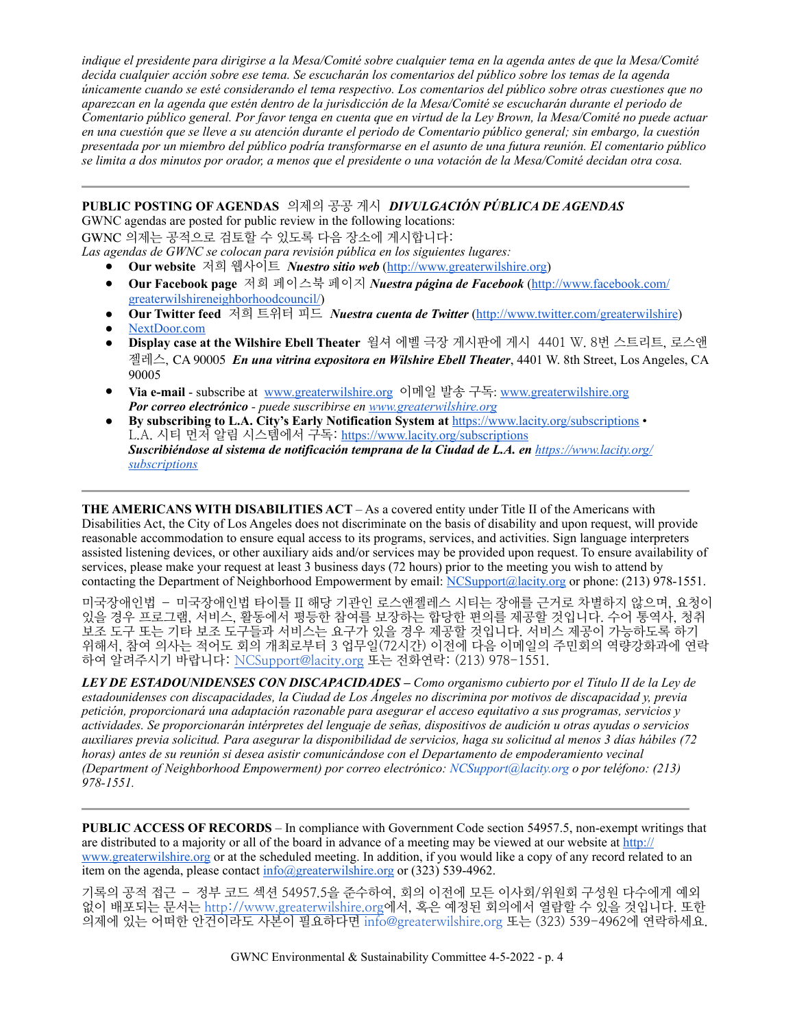*indique el presidente para dirigirse a la Mesa/Comité sobre cualquier tema en la agenda antes de que la Mesa/Comité decida cualquier acción sobre ese tema. Se escucharán los comentarios del público sobre los temas de la agenda únicamente cuando se esté considerando el tema respectivo. Los comentarios del público sobre otras cuestiones que no aparezcan en la agenda que estén dentro de la jurisdicción de la Mesa/Comité se escucharán durante el periodo de Comentario público general. Por favor tenga en cuenta que en virtud de la Ley Brown, la Mesa/Comité no puede actuar en una cuestión que se lleve a su atención durante el periodo de Comentario público general; sin embargo, la cuestión presentada por un miembro del público podría transformarse en el asunto de una futura reunión. El comentario público se limita a dos minutos por orador, a menos que el presidente o una votación de la Mesa/Comité decidan otra cosa.*

---

**PUBLIC POSTING OF AGENDAS** 의제의 공공 게시 ***DIVULGACIÓN PÚBLICA DE AGENDAS***

GWNC agendas are posted for public review in the following locations:

GWNC 의제는 공적으로 검토할 수 있도록 다음 장소에 게시합니다:

*Las agendas de GWNC se colocan para revisión pública en los siguientes lugares:*

- **Our website** 저희 웹사이트 ***Nuestro sitio web*** (http://www.greaterwilshire.org)
- **Our Facebook page** 저희 페이스북 페이지 ***Nuestra página de Facebook*** (http://www.facebook.com/greaterwilshireneighborhoodcouncil/)
- **Our Twitter feed** 저희 트위터 피드 ***Nuestra cuenta de Twitter*** (http://www.twitter.com/greaterwilshire)
- NextDoor.com
- **Display case at the Wilshire Ebell Theater** 윌셔 에벨 극장 게시판에 게시 4401 W. 8번 스트리트, 로스앤젤레스, CA 90005 ***En una vitrina expositora en Wilshire Ebell Theater***, 4401 W. 8th Street, Los Angeles, CA 90005
- **Via e-mail** - subscribe at www.greaterwilshire.org 이메일 발송 구독: www.greaterwilshire.org
  ***Por correo electrónico*** *- puede suscribirse en www.greaterwilshire.org*
- **By subscribing to L.A. City's Early Notification System at** https://www.lacity.org/subscriptions •
  L.A. 시티 먼저 알림 시스템에서 구독: https://www.lacity.org/subscriptions
  ***Suscribiéndose al sistema de notificación temprana de la Ciudad de L.A. en https://www.lacity.org/subscriptions***

---

**THE AMERICANS WITH DISABILITIES ACT** – As a covered entity under Title II of the Americans with Disabilities Act, the City of Los Angeles does not discriminate on the basis of disability and upon request, will provide reasonable accommodation to ensure equal access to its programs, services, and activities. Sign language interpreters assisted listening devices, or other auxiliary aids and/or services may be provided upon request. To ensure availability of services, please make your request at least 3 business days (72 hours) prior to the meeting you wish to attend by contacting the Department of Neighborhood Empowerment by email: NCSupport@lacity.org or phone: (213) 978-1551.

미국장애인법 – 미국장애인법 타이틀 II 해당 기관인 로스앤젤레스 시티는 장애를 근거로 차별하지 않으며, 요청이 있을 경우 프로그램, 서비스, 활동에서 평등한 참여를 보장하는 합당한 편의를 제공할 것입니다. 수어 통역사, 청취 보조 도구 또는 기타 보조 도구들과 서비스는 요구가 있을 경우 제공할 것입니다. 서비스 제공이 가능하도록 하기 위해서, 참여 의사는 적어도 회의 개최로부터 3 업무일(72시간) 이전에 다음 이메일의 주민회의 역량강화과에 연락하여 알려주시기 바랍니다: NCSupport@lacity.org 또는 전화연락: (213) 978-1551.

***LEY DE ESTADOUNIDENSES CON DISCAPACIDADES*** *– Como organismo cubierto por el Título II de la Ley de estadounidenses con discapacidades, la Ciudad de Los Ángeles no discrimina por motivos de discapacidad y, previa petición, proporcionará una adaptación razonable para asegurar el acceso equitativo a sus programas, servicios y actividades. Se proporcionarán intérpretes del lenguaje de señas, dispositivos de audición u otras ayudas o servicios auxiliares previa solicitud. Para asegurar la disponibilidad de servicios, haga su solicitud al menos 3 días hábiles (72 horas) antes de su reunión si desea asistir comunicándose con el Departamento de empoderamiento vecinal (Department of Neighborhood Empowerment) por correo electrónico: NCSupport@lacity.org o por teléfono: (213) 978-1551.*

---

**PUBLIC ACCESS OF RECORDS** – In compliance with Government Code section 54957.5, non-exempt writings that are distributed to a majority or all of the board in advance of a meeting may be viewed at our website at http://www.greaterwilshire.org or at the scheduled meeting. In addition, if you would like a copy of any record related to an item on the agenda, please contact info@greaterwilshire.org or (323) 539-4962.

기록의 공적 접근 – 정부 코드 섹션 54957.5을 준수하여, 회의 이전에 모든 이사회/위원회 구성원 다수에게 예외 없이 배포되는 문서는 http://www.greaterwilshire.org에서, 혹은 예정된 회의에서 열람할 수 있을 것입니다. 또한 의제에 있는 어떠한 안건이라도 사본이 필요하다면 info@greaterwilshire.org 또는 (323) 539-4962에 연락하세요.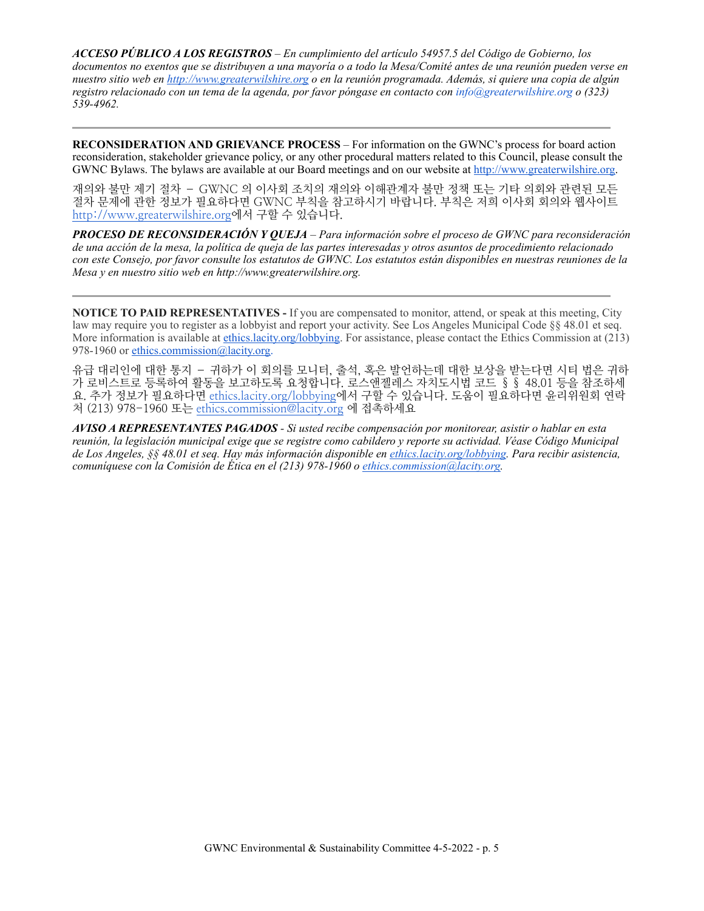***ACCESO PÚBLICO A LOS REGISTROS*** *– En cumplimiento del artículo 54957.5 del Código de Gobierno, los documentos no exentos que se distribuyen a una mayoría o a todo la Mesa/Comité antes de una reunión pueden verse en nuestro sitio web en [http://www.greaterwilshire.org](http://www.greaterwilshire.org) o en la reunión programada. Además, si quiere una copia de algún registro relacionado con un tema de la agenda, por favor póngase en contacto con info@greaterwilshire.org o (323) 539-4962.*

---

**RECONSIDERATION AND GRIEVANCE PROCESS** – For information on the GWNC's process for board action reconsideration, stakeholder grievance policy, or any other procedural matters related to this Council, please consult the GWNC Bylaws. The bylaws are available at our Board meetings and on our website at [http://www.greaterwilshire.org](http://www.greaterwilshire.org).

재의와 불만 제기 절차 – GWNC 의 이사회 조치의 재의와 이해관계자 불만 정책 또는 기타 의회와 관련된 모든 절차 문제에 관한 정보가 필요하다면 GWNC 부칙을 참고하시기 바랍니다. 부칙은 저희 이사회 회의와 웹사이트 [http://www.greaterwilshire.org](http://www.greaterwilshire.org)에서 구할 수 있습니다.

***PROCESO DE RECONSIDERACIÓN Y QUEJA*** *– Para información sobre el proceso de GWNC para reconsideración de una acción de la mesa, la política de queja de las partes interesadas y otros asuntos de procedimiento relacionado con este Consejo, por favor consulte los estatutos de GWNC. Los estatutos están disponibles en nuestras reuniones de la Mesa y en nuestro sitio web en http://www.greaterwilshire.org.*

---

**NOTICE TO PAID REPRESENTATIVES -** If you are compensated to monitor, attend, or speak at this meeting, City law may require you to register as a lobbyist and report your activity. See Los Angeles Municipal Code §§ 48.01 et seq. More information is available at [ethics.lacity.org/lobbying](ethics.lacity.org/lobbying). For assistance, please contact the Ethics Commission at (213) 978-1960 or [ethics.commission@lacity.org](mailto:ethics.commission@lacity.org).

유급 대리인에 대한 통지 – 귀하가 이 회의를 모니터, 출석, 혹은 발언하는데 대한 보상을 받는다면 시티 법은 귀하가 로비스트로 등록하여 활동을 보고하도록 요청합니다. 로스앤젤레스 자치도시법 코드 §§ 48.01 등을 참조하세요. 추가 정보가 필요하다면 [ethics.lacity.org/lobbying](ethics.lacity.org/lobbying)에서 구할 수 있습니다. 도움이 필요하다면 윤리위원회 연락처 (213) 978-1960 또는 [ethics.commission@lacity.org](mailto:ethics.commission@lacity.org) 에 접촉하세요

***AVISO A REPRESENTANTES PAGADOS*** *- Si usted recibe compensación por monitorear, asistir o hablar en esta reunión, la legislación municipal exige que se registre como cabildero y reporte su actividad. Véase Código Municipal de Los Angeles, §§ 48.01 et seq. Hay más información disponible en [ethics.lacity.org/lobbying](ethics.lacity.org/lobbying). Para recibir asistencia, comuníquese con la Comisión de Ética en el (213) 978-1960 o [ethics.commission@lacity.org](mailto:ethics.commission@lacity.org).*